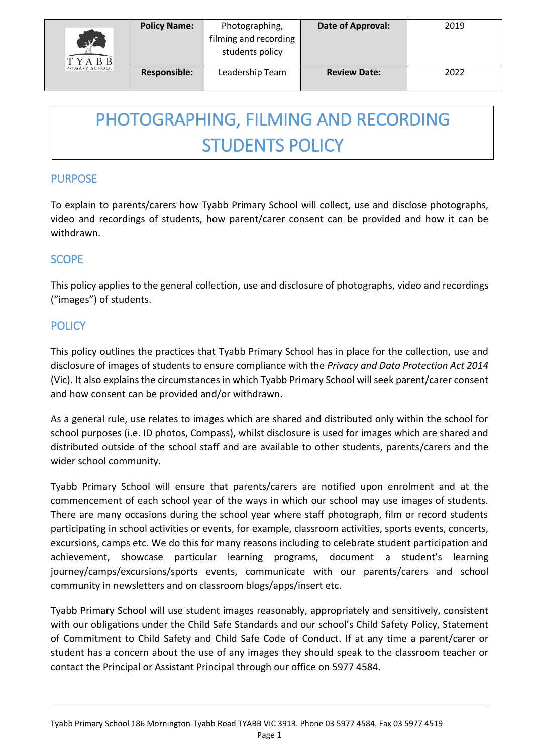| | Policy Name: | Photographing, filming and recording students policy | Date of Approval: | 2019 |
|---|---|---|---|---|
| | Responsible: | Leadership Team | Review Date: | 2022 |

# PHOTOGRAPHING, FILMING AND RECORDING STUDENTS POLICY

## PURPOSE

To explain to parents/carers how Tyabb Primary School will collect, use and disclose photographs, video and recordings of students, how parent/carer consent can be provided and how it can be withdrawn.

## SCOPE

This policy applies to the general collection, use and disclosure of photographs, video and recordings ("images") of students.

## POLICY

This policy outlines the practices that Tyabb Primary School has in place for the collection, use and disclosure of images of students to ensure compliance with the *Privacy and Data Protection Act 2014* (Vic). It also explains the circumstances in which Tyabb Primary School will seek parent/carer consent and how consent can be provided and/or withdrawn.

As a general rule, use relates to images which are shared and distributed only within the school for school purposes (i.e. ID photos, Compass), whilst disclosure is used for images which are shared and distributed outside of the school staff and are available to other students, parents/carers and the wider school community.

Tyabb Primary School will ensure that parents/carers are notified upon enrolment and at the commencement of each school year of the ways in which our school may use images of students. There are many occasions during the school year where staff photograph, film or record students participating in school activities or events, for example, classroom activities, sports events, concerts, excursions, camps etc. We do this for many reasons including to celebrate student participation and achievement, showcase particular learning programs, document a student's learning journey/camps/excursions/sports events, communicate with our parents/carers and school community in newsletters and on classroom blogs/apps/insert etc.

Tyabb Primary School will use student images reasonably, appropriately and sensitively, consistent with our obligations under the Child Safe Standards and our school's Child Safety Policy, Statement of Commitment to Child Safety and Child Safe Code of Conduct. If at any time a parent/carer or student has a concern about the use of any images they should speak to the classroom teacher or contact the Principal or Assistant Principal through our office on 5977 4584.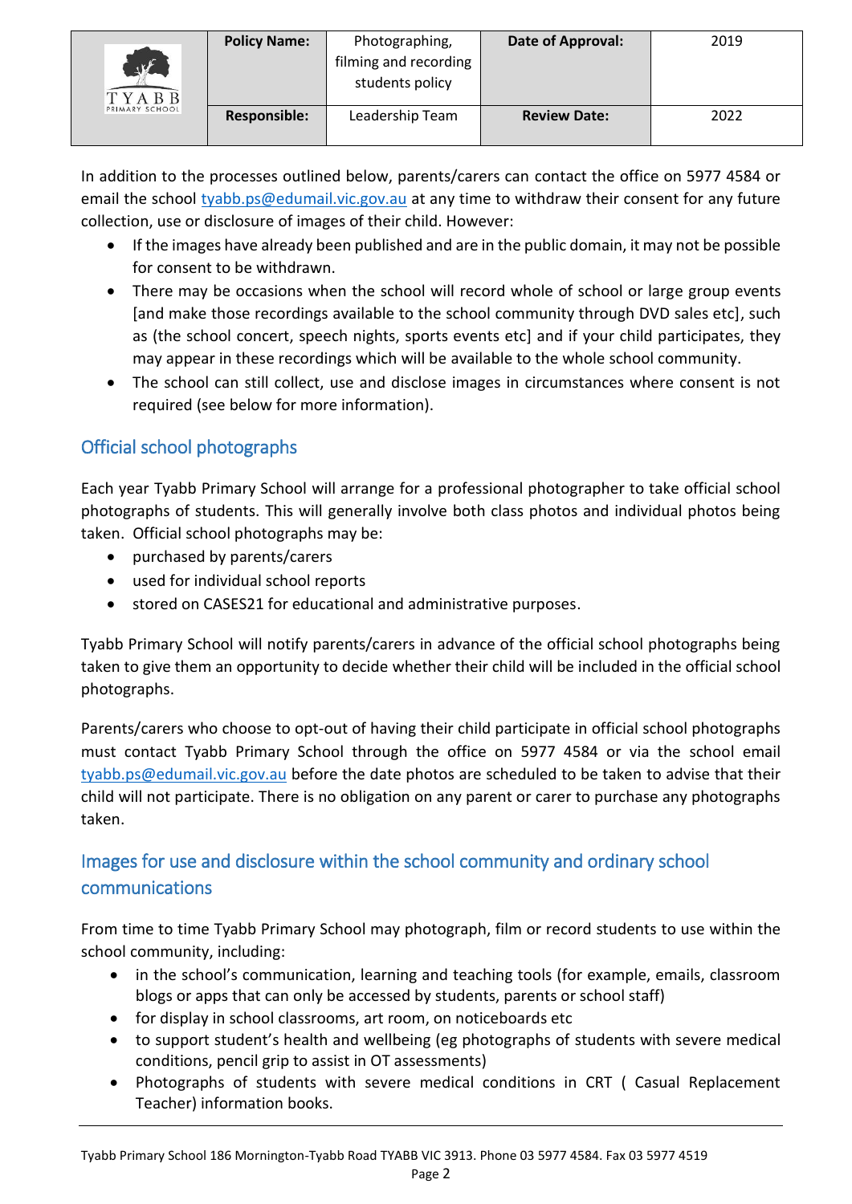In addition to the processes outlined below, parents/carers can contact the office on 5977 4584 or email the school tyabb.ps@edumail.vic.gov.au at any time to withdraw their consent for any future collection, use or disclosure of images of their child. However:

- If the images have already been published and are in the public domain, it may not be possible for consent to be withdrawn.
- There may be occasions when the school will record whole of school or large group events [and make those recordings available to the school community through DVD sales etc], such as (the school concert, speech nights, sports events etc] and if your child participates, they may appear in these recordings which will be available to the whole school community.
- The school can still collect, use and disclose images in circumstances where consent is not required (see below for more information).

## Official school photographs

Each year Tyabb Primary School will arrange for a professional photographer to take official school photographs of students. This will generally involve both class photos and individual photos being taken. Official school photographs may be:

- purchased by parents/carers
- used for individual school reports
- stored on CASES21 for educational and administrative purposes.

Tyabb Primary School will notify parents/carers in advance of the official school photographs being taken to give them an opportunity to decide whether their child will be included in the official school photographs.

Parents/carers who choose to opt-out of having their child participate in official school photographs must contact Tyabb Primary School through the office on 5977 4584 or via the school email tyabb.ps@edumail.vic.gov.au before the date photos are scheduled to be taken to advise that their child will not participate. There is no obligation on any parent or carer to purchase any photographs taken.

## Images for use and disclosure within the school community and ordinary school communications

From time to time Tyabb Primary School may photograph, film or record students to use within the school community, including:

- in the school's communication, learning and teaching tools (for example, emails, classroom blogs or apps that can only be accessed by students, parents or school staff)
- for display in school classrooms, art room, on noticeboards etc
- to support student's health and wellbeing (eg photographs of students with severe medical conditions, pencil grip to assist in OT assessments)
- Photographs of students with severe medical conditions in CRT ( Casual Replacement Teacher) information books.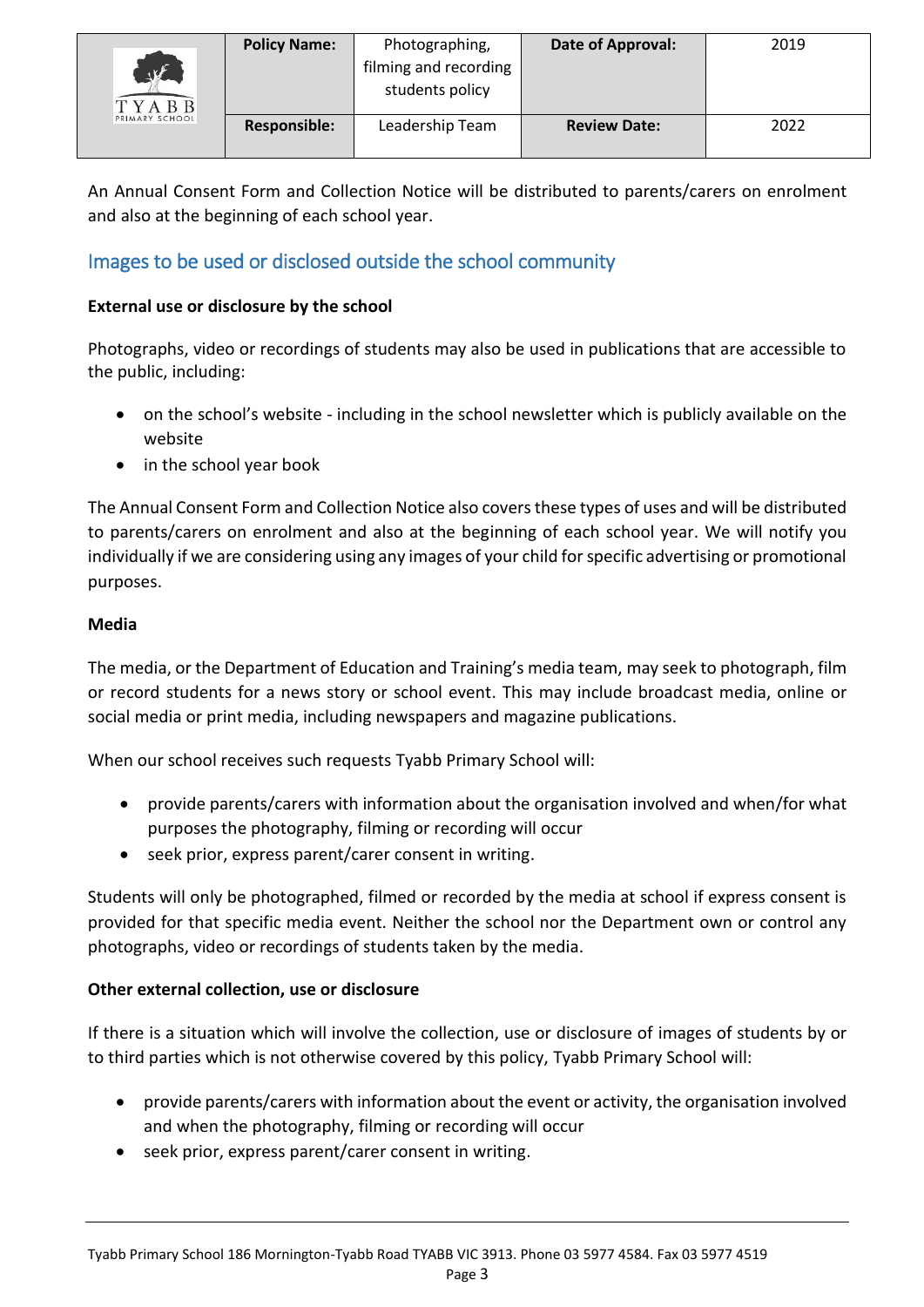An Annual Consent Form and Collection Notice will be distributed to parents/carers on enrolment and also at the beginning of each school year.

## Images to be used or disclosed outside the school community

**External use or disclosure by the school**

Photographs, video or recordings of students may also be used in publications that are accessible to the public, including:

- on the school's website - including in the school newsletter which is publicly available on the website
- in the school year book

The Annual Consent Form and Collection Notice also covers these types of uses and will be distributed to parents/carers on enrolment and also at the beginning of each school year. We will notify you individually if we are considering using any images of your child for specific advertising or promotional purposes.

**Media**

The media, or the Department of Education and Training's media team, may seek to photograph, film or record students for a news story or school event. This may include broadcast media, online or social media or print media, including newspapers and magazine publications.

When our school receives such requests Tyabb Primary School will:

- provide parents/carers with information about the organisation involved and when/for what purposes the photography, filming or recording will occur
- seek prior, express parent/carer consent in writing.

Students will only be photographed, filmed or recorded by the media at school if express consent is provided for that specific media event. Neither the school nor the Department own or control any photographs, video or recordings of students taken by the media.

**Other external collection, use or disclosure**

If there is a situation which will involve the collection, use or disclosure of images of students by or to third parties which is not otherwise covered by this policy, Tyabb Primary School will:

- provide parents/carers with information about the event or activity, the organisation involved and when the photography, filming or recording will occur
- seek prior, express parent/carer consent in writing.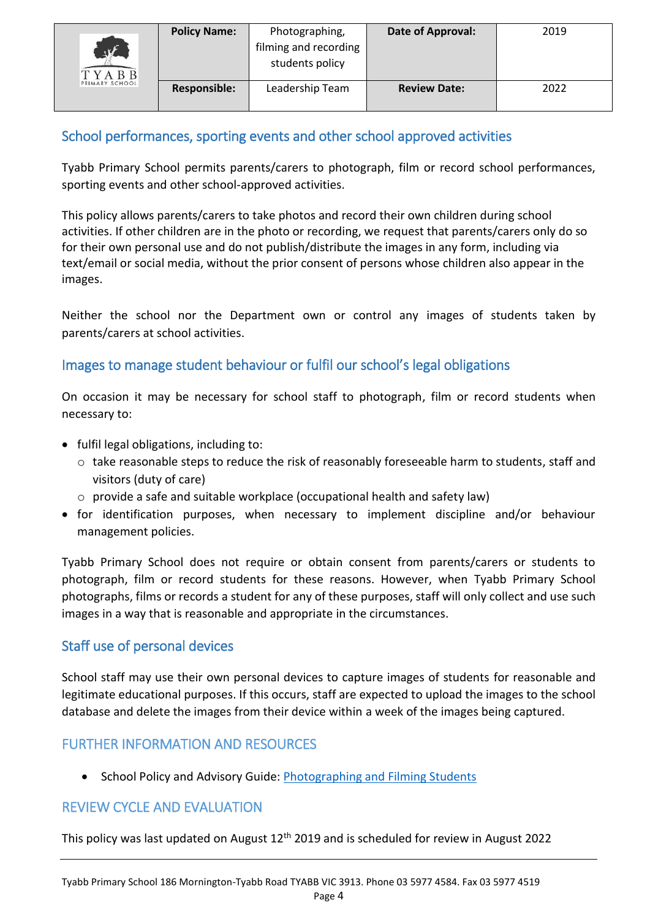## School performances, sporting events and other school approved activities

Tyabb Primary School permits parents/carers to photograph, film or record school performances, sporting events and other school-approved activities.

This policy allows parents/carers to take photos and record their own children during school activities. If other children are in the photo or recording, we request that parents/carers only do so for their own personal use and do not publish/distribute the images in any form, including via text/email or social media, without the prior consent of persons whose children also appear in the images.

Neither the school nor the Department own or control any images of students taken by parents/carers at school activities.

## Images to manage student behaviour or fulfil our school's legal obligations

On occasion it may be necessary for school staff to photograph, film or record students when necessary to:

- fulfil legal obligations, including to:
  - take reasonable steps to reduce the risk of reasonably foreseeable harm to students, staff and visitors (duty of care)
  - provide a safe and suitable workplace (occupational health and safety law)
- for identification purposes, when necessary to implement discipline and/or behaviour management policies.

Tyabb Primary School does not require or obtain consent from parents/carers or students to photograph, film or record students for these reasons. However, when Tyabb Primary School photographs, films or records a student for any of these purposes, staff will only collect and use such images in a way that is reasonable and appropriate in the circumstances.

## Staff use of personal devices

School staff may use their own personal devices to capture images of students for reasonable and legitimate educational purposes. If this occurs, staff are expected to upload the images to the school database and delete the images from their device within a week of the images being captured.

## FURTHER INFORMATION AND RESOURCES

- School Policy and Advisory Guide: Photographing and Filming Students

## REVIEW CYCLE AND EVALUATION

This policy was last updated on August 12th 2019 and is scheduled for review in August 2022